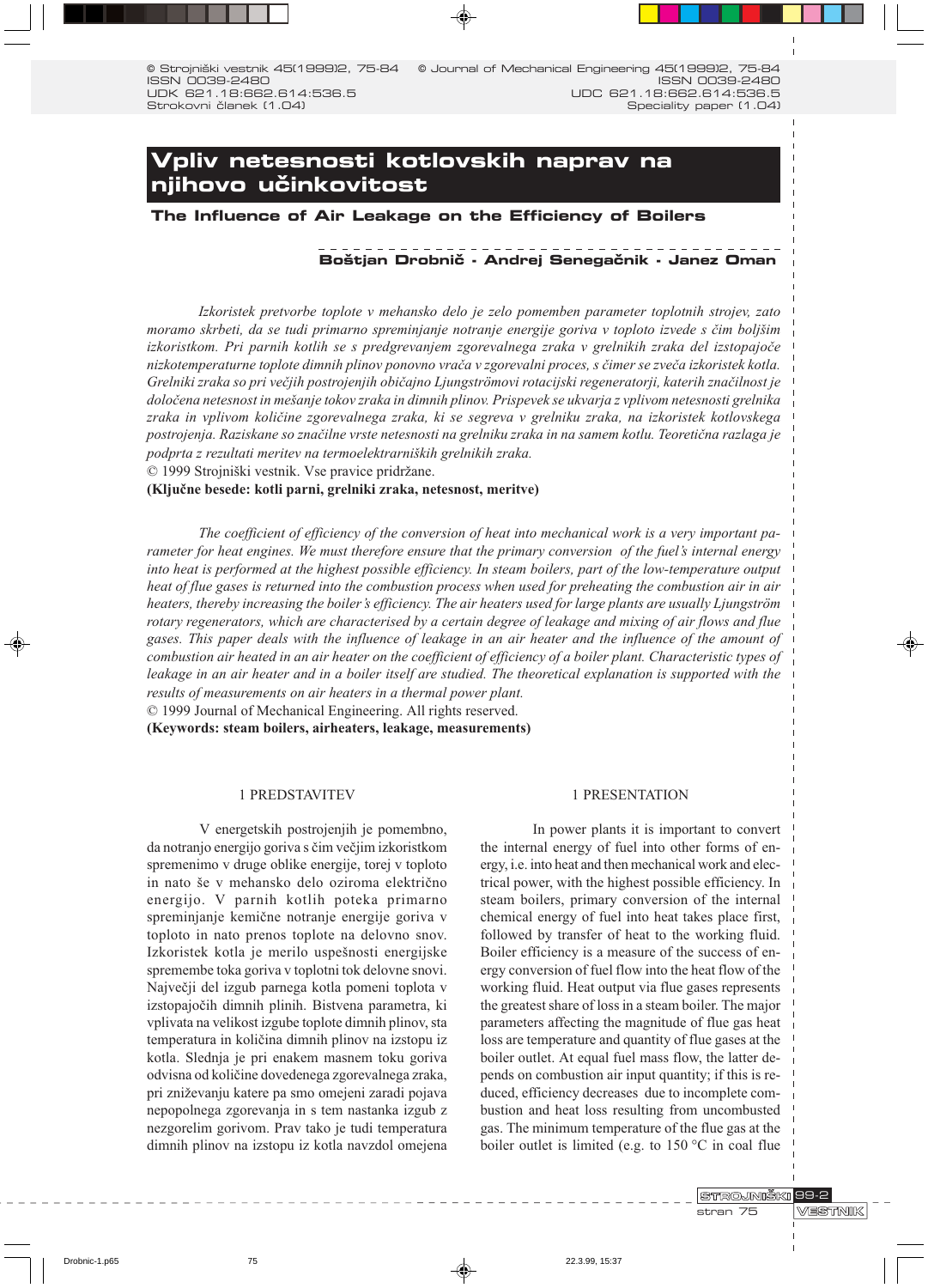© Strojniški vestnik 45(1999)2, 75-84
ISSN 0039-2480
UDK 621.18:662.614:536.5
Strokovni članek (1.04)

© Journal of Mechanical Engineering 45(1999)2, 75-84
ISSN 0039-2480
UDC 621.18:662.614:536.5
Speciality paper (1.04)

# Vpliv netesnosti kotlovskih naprav na njihovo učinkovitost

## The Influence of Air Leakage on the Efficiency of Boilers

**Boštjan Drobnič - Andrej Senegačnik - Janez Oman**

*Izkoristek pretvorbe toplote v mehansko delo je zelo pomemben parameter toplotnih strojev, zato moramo skrbeti, da se tudi primarno spreminjanje notranje energije goriva v toploto izvede s čim boljšim izkoristkom. Pri parnih kotlih se s predgrevanjem zgorevalnega zraka v grelnikih zraka del izstopajoče nizkotemperaturne toplote dimnih plinov ponovno vrača v zgorevalni proces, s čimer se zveča izkoristek kotla. Grelniki zraka so pri večjih postrojenjih običajno Ljungströmovi rotacijski regeneratorji, katerih značilnost je določena netesnost in mešanje tokov zraka in dimnih plinov. Prispevek se ukvarja z vplivom netesnosti grelnika zraka in vplivom količine zgorevalnega zraka, ki se segreva v grelniku zraka, na izkoristek kotlovskega postrojenja. Raziskane so značilne vrste netesnosti na grelniku zraka in na samem kotlu. Teoretična razlaga je podprta z rezultati meritev na termoelektrarniških grelnikih zraka.*

© 1999 Strojniški vestnik. Vse pravice pridržane.

**(Ključne besede: kotli parni, grelniki zraka, netesnost, meritve)**

*The coefficient of efficiency of the conversion of heat into mechanical work is a very important parameter for heat engines. We must therefore ensure that the primary conversion of the fuel's internal energy into heat is performed at the highest possible efficiency. In steam boilers, part of the low-temperature output heat of flue gases is returned into the combustion process when used for preheating the combustion air in air heaters, thereby increasing the boiler's efficiency. The air heaters used for large plants are usually Ljungström rotary regenerators, which are characterised by a certain degree of leakage and mixing of air flows and flue gases. This paper deals with the influence of leakage in an air heater and the influence of the amount of combustion air heated in an air heater on the coefficient of efficiency of a boiler plant. Characteristic types of leakage in an air heater and in a boiler itself are studied. The theoretical explanation is supported with the results of measurements on air heaters in a thermal power plant.*

© 1999 Journal of Mechanical Engineering. All rights reserved.

**(Keywords: steam boilers, airheaters, leakage, measurements)**

## 1 PREDSTAVITEV

V energetskih postrojenjih je pomembno, da notranjo energijo goriva s čim večjim izkoristkom spremenimo v druge oblike energije, torej v toploto in nato še v mehansko delo oziroma električno energijo. V parnih kotlih poteka primarno spreminjanje kemične notranje energije goriva v toploto in nato prenos toplote na delovno snov. Izkoristek kotla je merilo uspešnosti energijske spremembe toka goriva v toplotni tok delovne snovi. Največji del izgub parnega kotla pomeni toplota v izstopajočih dimnih plinih. Bistvena parametra, ki vplivata na velikost izgube toplote dimnih plinov, sta temperatura in količina dimnih plinov na izstopu iz kotla. Slednja je pri enakem masnem toku goriva odvisna od količine dovedenega zgorevalnega zraka, pri zniževanju katere pa smo omejeni zaradi pojava nepopolnega zgorevanja in s tem nastanka izgub z nezgorelim gorivom. Prav tako je tudi temperatura dimnih plinov na izstopu iz kotla navzdol omejena

## 1 PRESENTATION

In power plants it is important to convert the internal energy of fuel into other forms of energy, i.e. into heat and then mechanical work and electrical power, with the highest possible efficiency. In steam boilers, primary conversion of the internal chemical energy of fuel into heat takes place first, followed by transfer of heat to the working fluid. Boiler efficiency is a measure of the success of energy conversion of fuel flow into the heat flow of the working fluid. Heat output via flue gases represents the greatest share of loss in a steam boiler. The major parameters affecting the magnitude of flue gas heat loss are temperature and quantity of flue gases at the boiler outlet. At equal fuel mass flow, the latter depends on combustion air input quantity; if this is reduced, efficiency decreases due to incomplete combustion and heat loss resulting from uncombusted gas. The minimum temperature of the flue gas at the boiler outlet is limited (e.g. to 150 °C in coal flue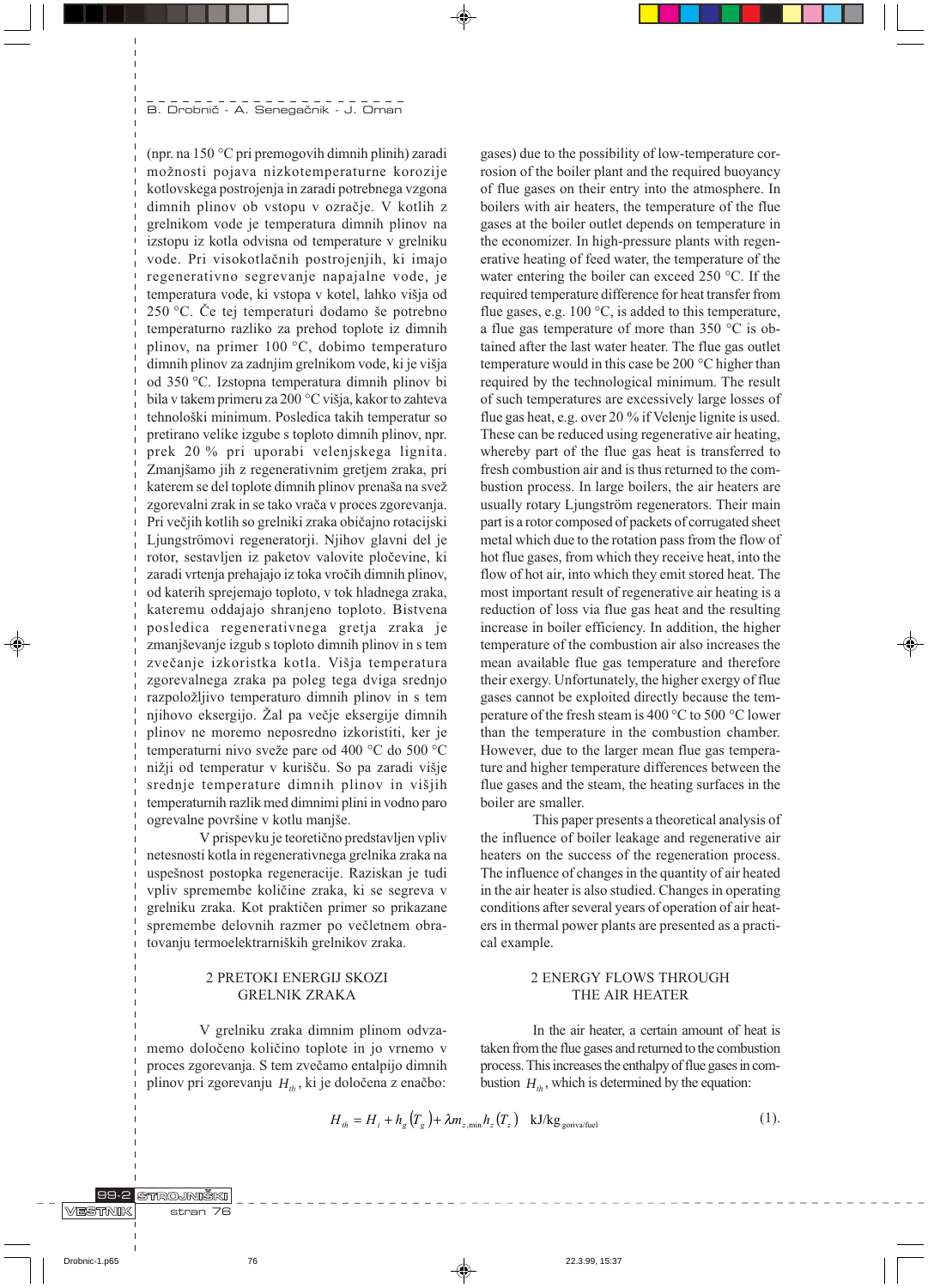(npr. na 150 °C pri premogovih dimnih plinih) zaradi možnosti pojava nizkotemperaturne korozije kotlovskega postrojenja in zaradi potrebnega vzgona dimnih plinov ob vstopu v ozračje. V kotlih z grelnikom vode je temperatura dimnih plinov na izstopu iz kotla odvisna od temperature v grelniku vode. Pri visokotlačnih postrojenjih, ki imajo regenerativno segrevanje napajalne vode, je temperatura vode, ki vstopa v kotel, lahko višja od 250 °C. Če tej temperaturi dodamo še potrebno temperaturno razliko za prehod toplote iz dimnih plinov, na primer 100 °C, dobimo temperaturo dimnih plinov za zadnjim grelnikom vode, ki je višja od 350 °C. Izstopna temperatura dimnih plinov bi bila v takem primeru za 200 °C višja, kakor to zahteva tehnološki minimum. Posledica takih temperatur so pretirano velike izgube s toploto dimnih plinov, npr. prek 20 % pri uporabi velenjskega lignita. Zmanjšamo jih z regenerativnim gretjem zraka, pri katerem se del toplote dimnih plinov prenaša na svež zgorevalni zrak in se tako vrača v proces zgorevanja. Pri večjih kotlih so grelniki zraka običajno rotacijski Ljungströmovi regeneratorji. Njihov glavni del je rotor, sestavljen iz paketov valovite pločevine, ki zaradi vrtenja prehajajo iz toka vročih dimnih plinov, od katerih sprejemajo toploto, v tok hladnega zraka, kateremu oddajajo shranjeno toploto. Bistvena posledica regenerativnega gretja zraka je zmanjševanje izgub s toploto dimnih plinov in s tem zvečanje izkoristka kotla. Višja temperatura zgorevalnega zraka pa poleg tega dviga srednjo razpoložljivo temperaturo dimnih plinov in s tem njihovo eksergijo. Žal pa večje eksergije dimnih plinov ne moremo neposredno izkoristiti, ker je temperaturni nivo sveže pare od 400 °C do 500 °C nižji od temperatur v kurišču. So pa zaradi višje srednje temperature dimnih plinov in višjih temperaturnih razlik med dimnimi plini in vodno paro ogrevalne površine v kotlu manjše.

V prispevku je teoretično predstavljen vpliv netesnosti kotla in regenerativnega grelnika zraka na uspešnost postopka regeneracije. Raziskan je tudi vpliv spremembe količine zraka, ki se segreva v grelniku zraka. Kot praktičen primer so prikazane spremembe delovnih razmer po večletnem obratovanju termoelektrarniških grelnikov zraka.

## 2 PRETOKI ENERGIJ SKOZI GRELNIK ZRAKA

V grelniku zraka dimnim plinom odvzamemo določeno količino toplote in jo vrnemo v proces zgorevanja. S tem zvečamo entalpijo dimnih plinov pri zgorevanju $H_{th}$, ki je določena z enačbo:

gases) due to the possibility of low-temperature corrosion of the boiler plant and the required buoyancy of flue gases on their entry into the atmosphere. In boilers with air heaters, the temperature of the flue gases at the boiler outlet depends on temperature in the economizer. In high-pressure plants with regenerative heating of feed water, the temperature of the water entering the boiler can exceed 250 °C. If the required temperature difference for heat transfer from flue gases, e.g. 100 °C, is added to this temperature, a flue gas temperature of more than 350 °C is obtained after the last water heater. The flue gas outlet temperature would in this case be 200 °C higher than required by the technological minimum. The result of such temperatures are excessively large losses of flue gas heat, e.g. over 20 % if Velenje lignite is used. These can be reduced using regenerative air heating, whereby part of the flue gas heat is transferred to fresh combustion air and is thus returned to the combustion process. In large boilers, the air heaters are usually rotary Ljungström regenerators. Their main part is a rotor composed of packets of corrugated sheet metal which due to the rotation pass from the flow of hot flue gases, from which they receive heat, into the flow of hot air, into which they emit stored heat. The most important result of regenerative air heating is a reduction of loss via flue gas heat and the resulting increase in boiler efficiency. In addition, the higher temperature of the combustion air also increases the mean available flue gas temperature and therefore their exergy. Unfortunately, the higher exergy of flue gases cannot be exploited directly because the temperature of the fresh steam is 400 °C to 500 °C lower than the temperature in the combustion chamber. However, due to the larger mean flue gas temperature and higher temperature differences between the flue gases and the steam, the heating surfaces in the boiler are smaller.

This paper presents a theoretical analysis of the influence of boiler leakage and regenerative air heaters on the success of the regeneration process. The influence of changes in the quantity of air heated in the air heater is also studied. Changes in operating conditions after several years of operation of air heaters in thermal power plants are presented as a practical example.

## 2 ENERGY FLOWS THROUGH THE AIR HEATER

In the air heater, a certain amount of heat is taken from the flue gases and returned to the combustion process. This increases the enthalpy of flue gases in combustion $H_{th}$, which is determined by the equation:

$$H_{th} = H_i + h_g\left(T_g\right) + \lambda m_{z,\min} h_z\left(T_z\right) \quad \text{kJ/kg}_{\text{goriva/fuel}} \tag{1}$$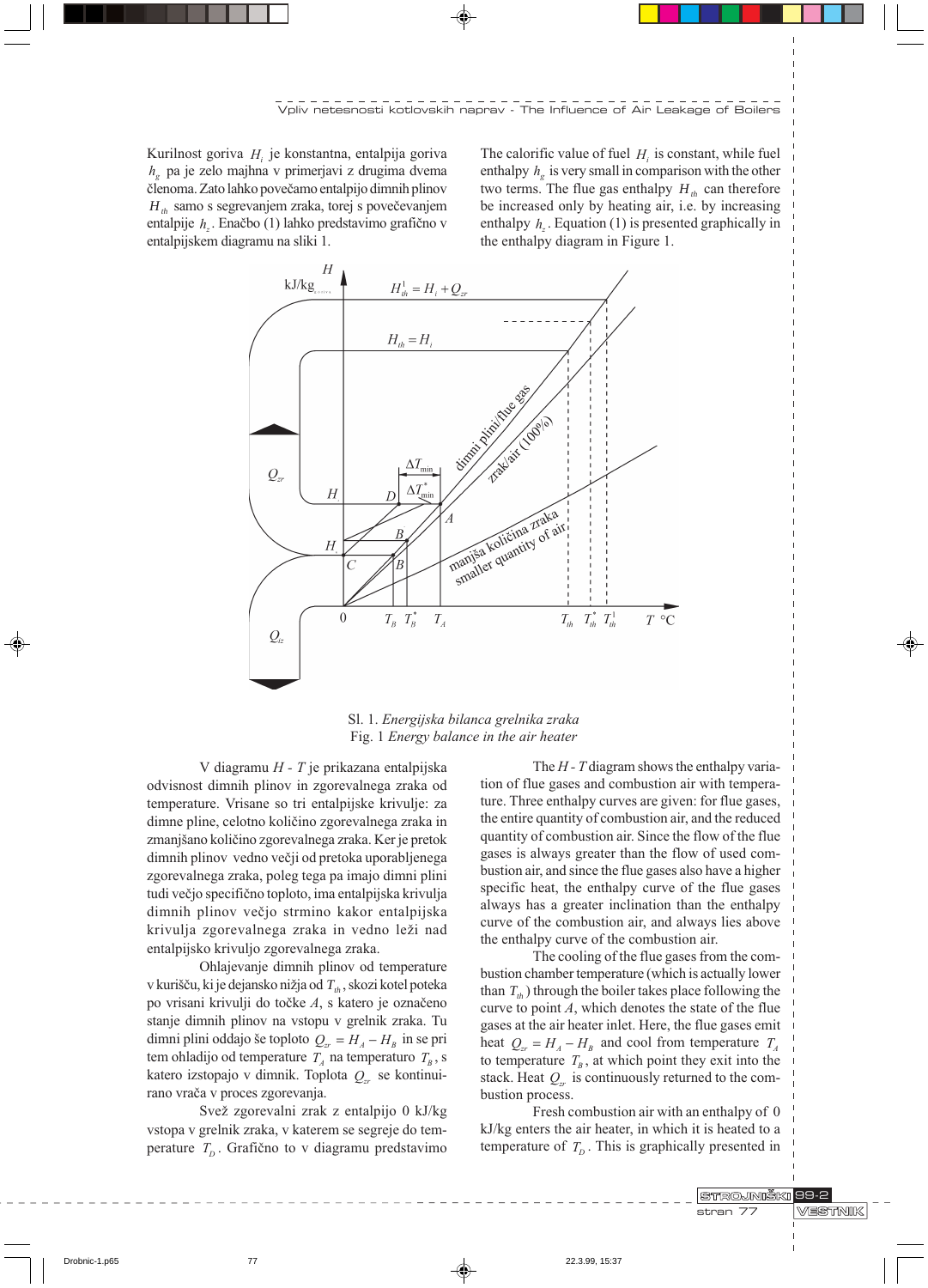Kurilnost goriva $H_i$ je konstantna, entalpija goriva $h_g$ pa je zelo majhna v primerjavi z drugima dvema členoma. Zato lahko povečamo entalpijo dimnih plinov $H_{th}$ samo s segrevanjem zraka, torej s povečevanjem entalpije $h_z$. Enačbo (1) lahko predstavimo grafično v entalpijskem diagramu na sliki 1.

The calorific value of fuel $H_i$ is constant, while fuel enthalpy $h_g$ is very small in comparison with the other two terms. The flue gas enthalpy $H_{th}$ can therefore be increased only by heating air, i.e. by increasing enthalpy $h_z$. Equation (1) is presented graphically in the enthalpy diagram in Figure 1.

Sl. 1. *Energijska bilanca grelnika zraka*
Fig. 1 *Energy balance in the air heater*

V diagramu *H* - *T* je prikazana entalpijska odvisnost dimnih plinov in zgorevalnega zraka od temperature. Vrisane so tri entalpijske krivulje: za dimne pline, celotno količino zgorevalnega zraka in zmanjšano količino zgorevalnega zraka. Ker je pretok dimnih plinov vedno večji od pretoka uporabljenega zgorevalnega zraka, poleg tega pa imajo dimni plini tudi večjo specifično toploto, ima entalpijska krivulja dimnih plinov večjo strmino kakor entalpijska krivulja zgorevalnega zraka in vedno leži nad entalpijsko krivuljo zgorevalnega zraka.

Ohlajevanje dimnih plinov od temperature v kurišču, ki je dejansko nižja od $T_{th}$, skozi kotel poteka po vrisani krivulji do točke *A*, s katero je označeno stanje dimnih plinov na vstopu v grelnik zraka. Tu dimni plini oddajo še toploto $Q_{zr} = H_A - H_B$ in se pri tem ohladijo od temperature $T_A$ na temperaturo $T_B$, s katero izstopajo v dimnik. Toplota $Q_{zr}$ se kontinuirano vrača v proces zgorevanja.

Svež zgorevalni zrak z entalpijo 0 kJ/kg vstopa v grelnik zraka, v katerem se segreje do temperature $T_D$. Grafično to v diagramu predstavimo

The *H* - *T* diagram shows the enthalpy variation of flue gases and combustion air with temperature. Three enthalpy curves are given: for flue gases, the entire quantity of combustion air, and the reduced quantity of combustion air. Since the flow of the flue gases is always greater than the flow of used combustion air, and since the flue gases also have a higher specific heat, the enthalpy curve of the flue gases always has a greater inclination than the enthalpy curve of the combustion air, and always lies above the enthalpy curve of the combustion air.

The cooling of the flue gases from the combustion chamber temperature (which is actually lower than $T_{th}$) through the boiler takes place following the curve to point *A*, which denotes the state of the flue gases at the air heater inlet. Here, the flue gases emit heat $Q_{zr} = H_A - H_B$ and cool from temperature $T_A$ to temperature $T_B$, at which point they exit into the stack. Heat $Q_{zr}$ is continuously returned to the combustion process.

Fresh combustion air with an enthalpy of 0 kJ/kg enters the air heater, in which it is heated to a temperature of $T_D$. This is graphically presented in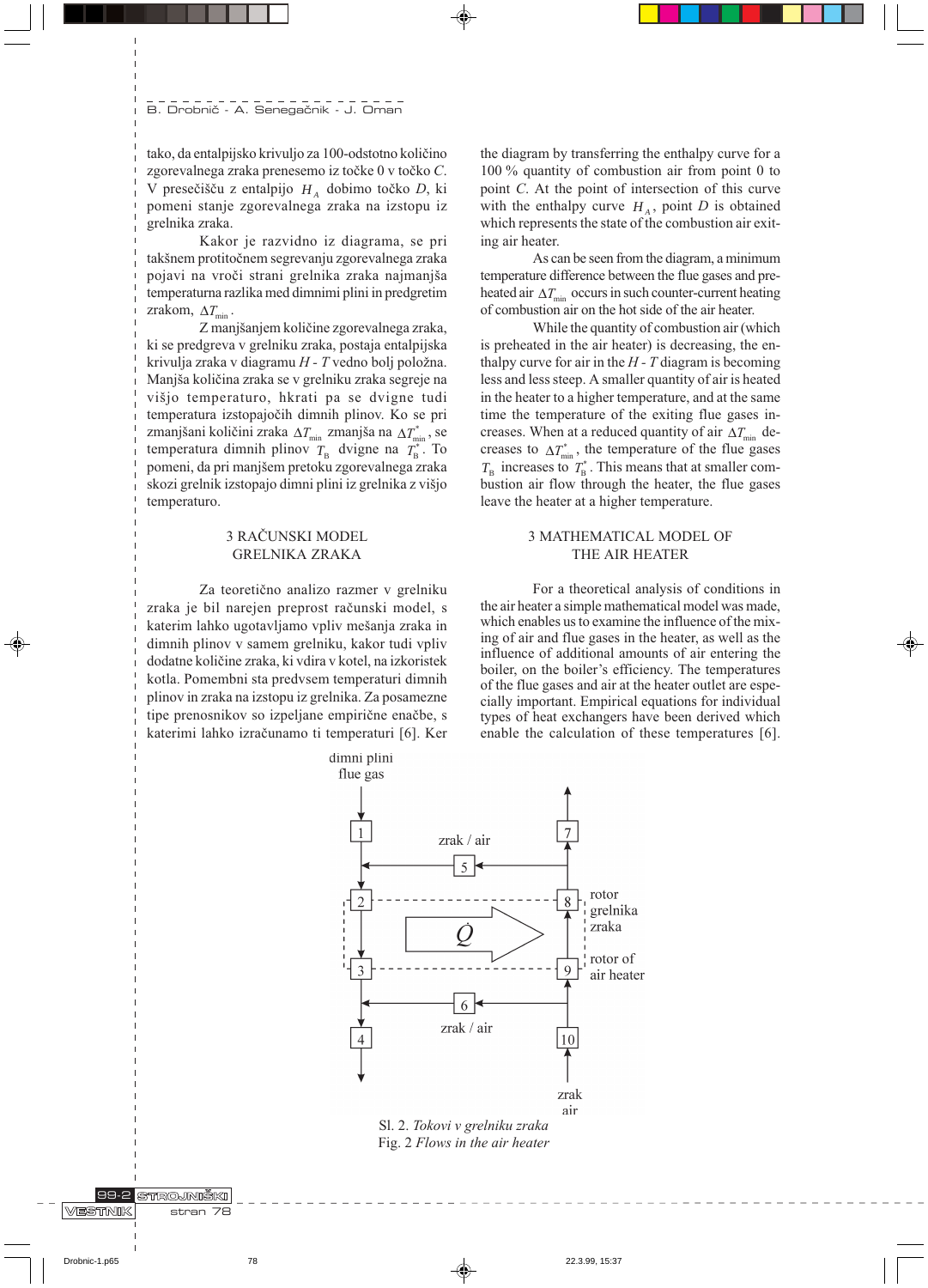tako, da entalpijsko krivuljo za 100-odstotno količino zgorevalnega zraka prenesemo iz točke 0 v točko *C*. V presečišču z entalpijo $H_A$ dobimo točko *D*, ki pomeni stanje zgorevalnega zraka na izstopu iz grelnika zraka.

Kakor je razvidno iz diagrama, se pri takšnem protitočnem segrevanju zgorevalnega zraka pojavi na vroči strani grelnika zraka najmanjša temperaturna razlika med dimnimi plini in predgretim zrakom, $\Delta T_{min}$.

Z manjšanjem količine zgorevalnega zraka, ki se predgreva v grelniku zraka, postaja entalpijska krivulja zraka v diagramu *H* - *T* vedno bolj položna. Manjša količina zraka se v grelniku zraka segreje na višjo temperaturo, hkrati pa se dvigne tudi temperatura izstopajočih dimnih plinov. Ko se pri zmanjšani količini zraka $\Delta T_{min}$ zmanjša na $\Delta T^*_{min}$, se temperatura dimnih plinov $T_B$ dvigne na $T^*_B$. To pomeni, da pri manjšem pretoku zgorevalnega zraka skozi grelnik zraka izstopajo dimni plini iz grelnika z višjo temperaturo.

## 3 RAČUNSKI MODEL GRELNIKA ZRAKA

Za teoretično analizo razmer v grelniku zraka je bil narejen preprost računski model, s katerim lahko ugotavljamo vpliv mešanja zraka in dimnih plinov v samem grelniku, kakor tudi vpliv dodatne količine zraka, ki vdira v kotel, na izkoristek kotla. Pomembni sta predvsem temperaturi dimnih plinov in zraka na izstopu iz grelnika. Za posamezne tipe prenosnikov so izpeljane empirične enačbe, s katerimi lahko izračunamo ti temperaturi [6]. Ker

the diagram by transferring the enthalpy curve for a 100 % quantity of combustion air from point 0 to point *C*. At the point of intersection of this curve with the enthalpy curve $H_A$, point *D* is obtained which represents the state of the combustion air exiting air heater.

As can be seen from the diagram, a minimum temperature difference between the flue gases and preheated air $\Delta T_{min}$ occurs in such counter-current heating of combustion air on the hot side of the air heater.

While the quantity of combustion air (which is preheated in the air heater) is decreasing, the enthalpy curve for air in the *H* - *T* diagram is becoming less and less steep. A smaller quantity of air is heated in the heater to a higher temperature, and at the same time the temperature of the exiting flue gases increases. When at a reduced quantity of air $\Delta T_{min}$ decreases to $\Delta T^*_{min}$, the temperature of the flue gases $T_B$ increases to $T^*_B$. This means that at smaller combustion air flow through the heater, the flue gases leave the heater at a higher temperature.

## 3 MATHEMATICAL MODEL OF THE AIR HEATER

For a theoretical analysis of conditions in the air heater a simple mathematical model was made, which enables us to examine the influence of the mixing of air and flue gases in the heater, as well as the influence of additional amounts of air entering the boiler, on the boiler's efficiency. The temperatures of the flue gases and air at the heater outlet are especially important. Empirical equations for individual types of heat exchangers have been derived which enable the calculation of these temperatures [6].

Sl. 2. *Tokovi v grelniku zraka*
Fig. 2 *Flows in the air heater*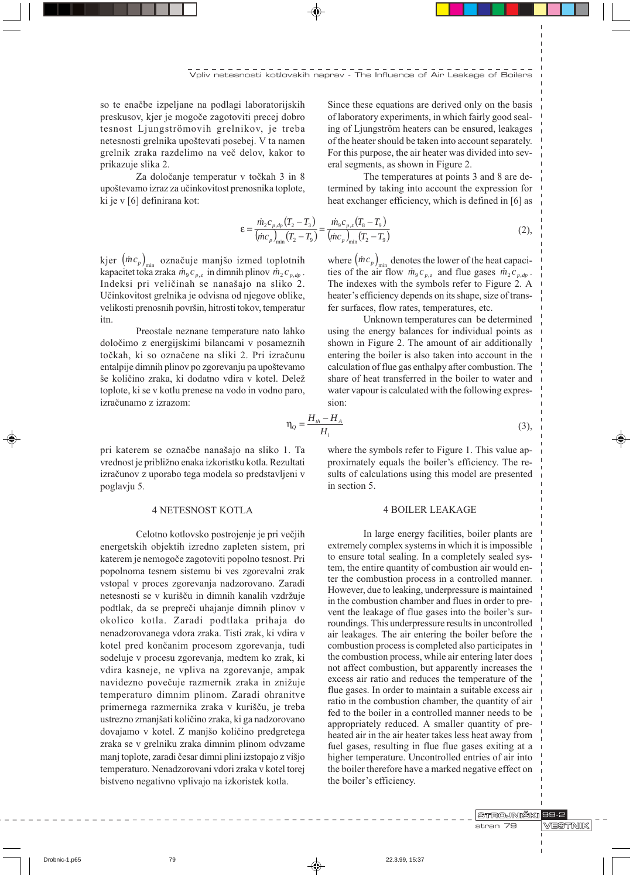so te enačbe izpeljane na podlagi laboratorijskih preskusov, kjer je mogoče zagotoviti precej dobro tesnost Ljungströmovih grelnikov, je treba netesnosti grelnika upoštevati posebej. V ta namen grelnik zraka razdelimo na več delov, kakor to prikazuje slika 2.

Za določanje temperatur v točkah 3 in 8 upoštevamo izraz za učinkovitost prenosnika toplote, ki je v [6] definirana kot:

Since these equations are derived only on the basis of laboratory experiments, in which fairly good sealing of Ljungström heaters can be ensured, leakages of the heater should be taken into account separately. For this purpose, the air heater was divided into several segments, as shown in Figure 2.

The temperatures at points 3 and 8 are determined by taking into account the expression for heat exchanger efficiency, which is defined in [6] as

$$\varepsilon = \frac{\dot{m}_2 c_{p,dp}\left(T_2 - T_3\right)}{\left(\dot{m}c_p\right)_{\min}\left(T_2 - T_9\right)} = \frac{\dot{m}_9 c_{p,z}\left(T_8 - T_9\right)}{\left(\dot{m}c_p\right)_{\min}\left(T_2 - T_9\right)} \tag{2},$$

kjer $\left(\dot{m}c_p\right)_{\min}$ označuje manjšo izmed toplotnih kapacitet toka zraka $\dot{m}_9 c_{p,z}$ in dimnih plinov $\dot{m}_2 c_{p,dp}$. Indeksi pri veličinah se nanašajo na sliko 2. Učinkovitost grelnika je odvisna od njegove oblike, velikosti prenosnih površin, hitrosti tokov, temperatur itn.

Preostale neznane temperature nato lahko določimo z energijskimi bilancami v posameznih točkah, ki so označene na sliki 2. Pri izračunu entalpije dimnih plinov po zgorevanju pa upoštevamo še količino zraka, ki dodatno vdira v kotel. Delež toplote, ki se v kotlu prenese na vodo in vodno paro, izračunamo z izrazom:

where $\left(\dot{m}c_p\right)_{\min}$ denotes the lower of the heat capacities of the air flow $\dot{m}_9 c_{p,z}$ and flue gases $\dot{m}_2 c_{p,dp}$. The indexes with the symbols refer to Figure 2. A heater's efficiency depends on its shape, size of transfer surfaces, flow rates, temperatures, etc.

Unknown temperatures can be determined using the energy balances for individual points as shown in Figure 2. The amount of air additionally entering the boiler is also taken into account in the calculation of flue gas enthalpy after combustion. The share of heat transferred in the boiler to water and water vapour is calculated with the following expression:

$$\eta_Q = \frac{H_{th} - H_A}{H_i} \tag{3},$$

pri katerem se označbe nanašajo na sliko 1. Ta vrednost je približno enaka izkoristku kotla. Rezultati izračunov z uporabo tega modela so predstavljeni v poglavju 5.

where the symbols refer to Figure 1. This value approximately equals the boiler's efficiency. The results of calculations using this model are presented in section 5.

## 4 NETESNOST KOTLA

## 4 BOILER LEAKAGE

Celotno kotlovsko postrojenje je pri večjih energetskih objektih izredno zapleten sistem, pri katerem je nemogoče zagotoviti popolno tesnost. Pri popolnoma tesnem sistemu bi ves zgorevalni zrak vstopal v proces zgorevanja nadzorovano. Zaradi netesnosti se v kurišču in dimnih kanalih vzdržuje podtlak, da se prepreči uhajanje dimnih plinov v okolico kotla. Zaradi podtlaka prihaja do nenadzorovanega vdora zraka. Tisti zrak, ki vdira v kotel pred končanim procesom zgorevanja, tudi sodeluje v procesu zgorevanja, medtem ko zrak, ki vdira kasneje, ne vpliva na zgorevanje, ampak navidezno povečuje razmernik zraka in znižuje temperaturo dimnim plinom. Zaradi ohranitve primernega razmernika zraka v kurišču, je treba ustrezno zmanjšati količino zraka, ki ga nadzorovano dovajamo v kotel. Z manjšo količino predgretega zraka se v grelniku zraka dimnim plinom odvzame manj toplote, zaradi česar dimni plini izstopajo z višjo temperaturo. Nenadzorovani vdori zraka v kotel torej bistveno negativno vplivajo na izkoristek kotla.

In large energy facilities, boiler plants are extremely complex systems in which it is impossible to ensure total sealing. In a completely sealed system, the entire quantity of combustion air would enter the combustion process in a controlled manner. However, due to leaking, underpressure is maintained in the combustion chamber and flues in order to prevent the leakage of flue gases into the boiler's surroundings. This underpressure results in uncontrolled air leakages. The air entering the boiler before the combustion process is completed also participates in the combustion process, while air entering later does not affect combustion, but apparently increases the excess air ratio and reduces the temperature of the flue gases. In order to maintain a suitable excess air ratio in the combustion chamber, the quantity of air fed to the boiler in a controlled manner needs to be appropriately reduced. A smaller quantity of preheated air in the air heater takes less heat away from fuel gases, resulting in flue flue gases exiting at a higher temperature. Uncontrolled entries of air into the boiler therefore have a marked negative effect on the boiler's efficiency.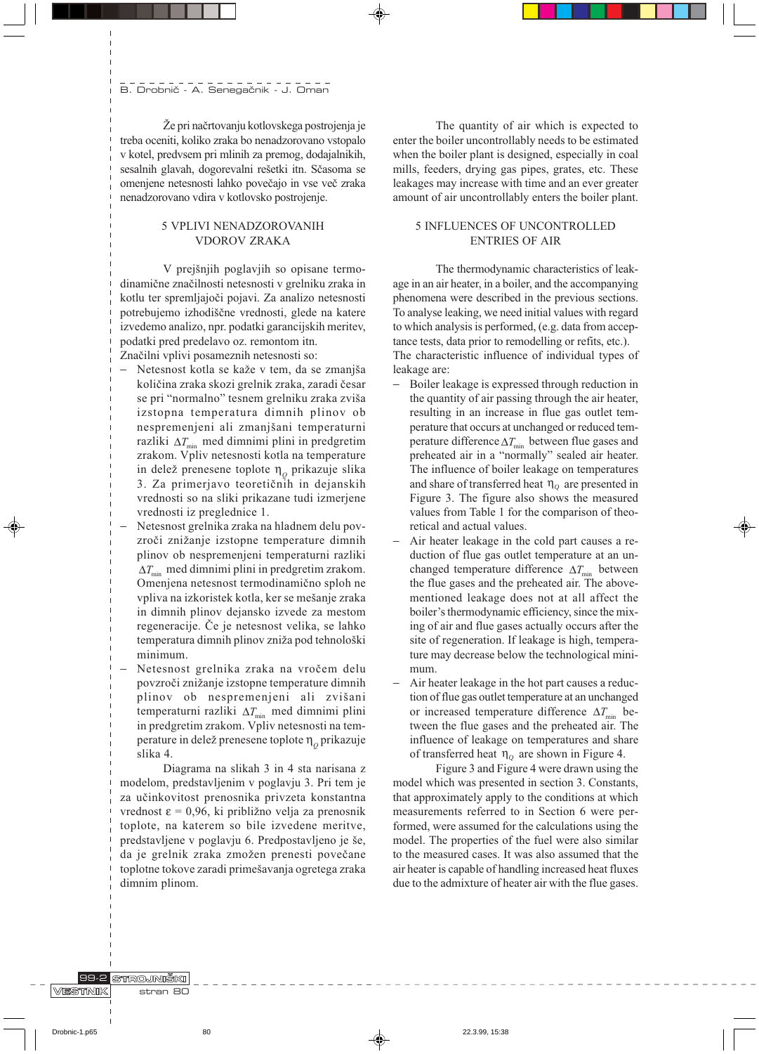Že pri načrtovanju kotlovskega postrojenja je treba oceniti, koliko zraka bo nenadzorovano vstopalo v kotel, predvsem pri mlinih za premog, dodajalnikih, sesalnih glavah, dogorevalni rešetki itn. Sčasoma se omenjene netesnosti lahko povečajo in vse več zraka nenadzorovano vdira v kotlovsko postrojenje.

## 5 VPLIVI NENADZOROVANIH VDOROV ZRAKA

V prejšnjih poglavjih so opisane termodinamične značilnosti netesnosti v grelniku zraka in kotlu ter spremljajoči pojavi. Za analizo netesnosti potrebujemo izhodiščne vrednosti, glede na katere izvedemo analizo, npr. podatki garancijskih meritev, podatki pred predelavo oz. remontom itn.
Značilni vplivi posameznih netesnosti so:

- Netesnost kotla se kaže v tem, da se zmanjša količina zraka skozi grelnik zraka, zaradi česar se pri "normalno" tesnem grelniku zraka zviša izstopna temperatura dimnih plinov ob nespremenjeni ali zmanjšani temperaturni razliki $\Delta T_{min}$ med dimnimi plini in predgretim zrakom. Vpliv netesnosti kotla na temperature in delež prenesene toplote $\eta_Q$ prikazuje slika 3. Za primerjavo teoretičnih in dejanskih vrednosti so na sliki prikazane tudi izmerjene vrednosti iz preglednice 1.
- Netesnost grelnika zraka na hladnem delu povzroči znižanje izstopne temperature dimnih plinov ob nespremenjeni temperaturni razliki $\Delta T_{min}$ med dimnimi plini in predgretim zrakom. Omenjena netesnost termodinamično sploh ne vpliva na izkoristek kotla, ker se mešanje zraka in dimnih plinov dejansko izvede za mestom regeneracije. Če je netesnost velika, se lahko temperatura dimnih plinov zniža pod tehnološki minimum.
- Netesnost grelnika zraka na vročem delu povzroči znižanje izstopne temperature dimnih plinov ob nespremenjeni ali zvišani temperaturni razliki $\Delta T_{min}$ med dimnimi plini in predgretim zrakom. Vpliv netesnosti na temperature in delež prenesene toplote $\eta_Q$ prikazuje slika 4.

Diagrama na slikah 3 in 4 sta narisana z modelom, predstavljenim v poglavju 3. Pri tem je za učinkovitost prenosnika privzeta konstantna vrednost $\varepsilon = 0{,}96$, ki približno velja za prenosnik toplote, na katerem so bile izvedene meritve, predstavljene v poglavju 6. Predpostavljeno je še, da je grelnik zraka zmožen prenesti povečane toplotne tokove zaradi primešavanja ogretega zraka dimnim plinom.

The quantity of air which is expected to enter the boiler uncontrollably needs to be estimated when the boiler plant is designed, especially in coal mills, feeders, drying gas pipes, grates, etc. These leakages may increase with time and an ever greater amount of air uncontrollably enters the boiler plant.

## 5 INFLUENCES OF UNCONTROLLED ENTRIES OF AIR

The thermodynamic characteristics of leakage in an air heater, in a boiler, and the accompanying phenomena were described in the previous sections. To analyse leaking, we need initial values with regard to which analysis is performed, (e.g. data from acceptance tests, data prior to remodelling or refits, etc.).
The characteristic influence of individual types of leakage are:

- Boiler leakage is expressed through reduction in the quantity of air passing through the air heater, resulting in an increase in flue gas outlet temperature that occurs at unchanged or reduced temperature difference $\Delta T_{min}$ between flue gases and preheated air in a "normally" sealed air heater. The influence of boiler leakage on temperatures and share of transferred heat $\eta_Q$ are presented in Figure 3. The figure also shows the measured values from Table 1 for the comparison of theoretical and actual values.
- Air heater leakage in the cold part causes a reduction of flue gas outlet temperature at an unchanged temperature difference $\Delta T_{min}$ between the flue gases and the preheated air. The above-mentioned leakage does not at all affect the boiler's thermodynamic efficiency, since the mixing of air and flue gases actually occurs after the site of regeneration. If leakage is high, temperature may decrease below the technological minimum.
- Air heater leakage in the hot part causes a reduction of flue gas outlet temperature at an unchanged or increased temperature difference $\Delta T_{min}$ between the flue gases and the preheated air. The influence of leakage on temperatures and share of transferred heat $\eta_Q$ are shown in Figure 4.

Figure 3 and Figure 4 were drawn using the model which was presented in section 3. Constants, that approximately apply to the conditions at which measurements referred to in Section 6 were performed, were assumed for the calculations using the model. The properties of the fuel were also similar to the measured cases. It was also assumed that the air heater is capable of handling increased heat fluxes due to the admixture of heater air with the flue gases.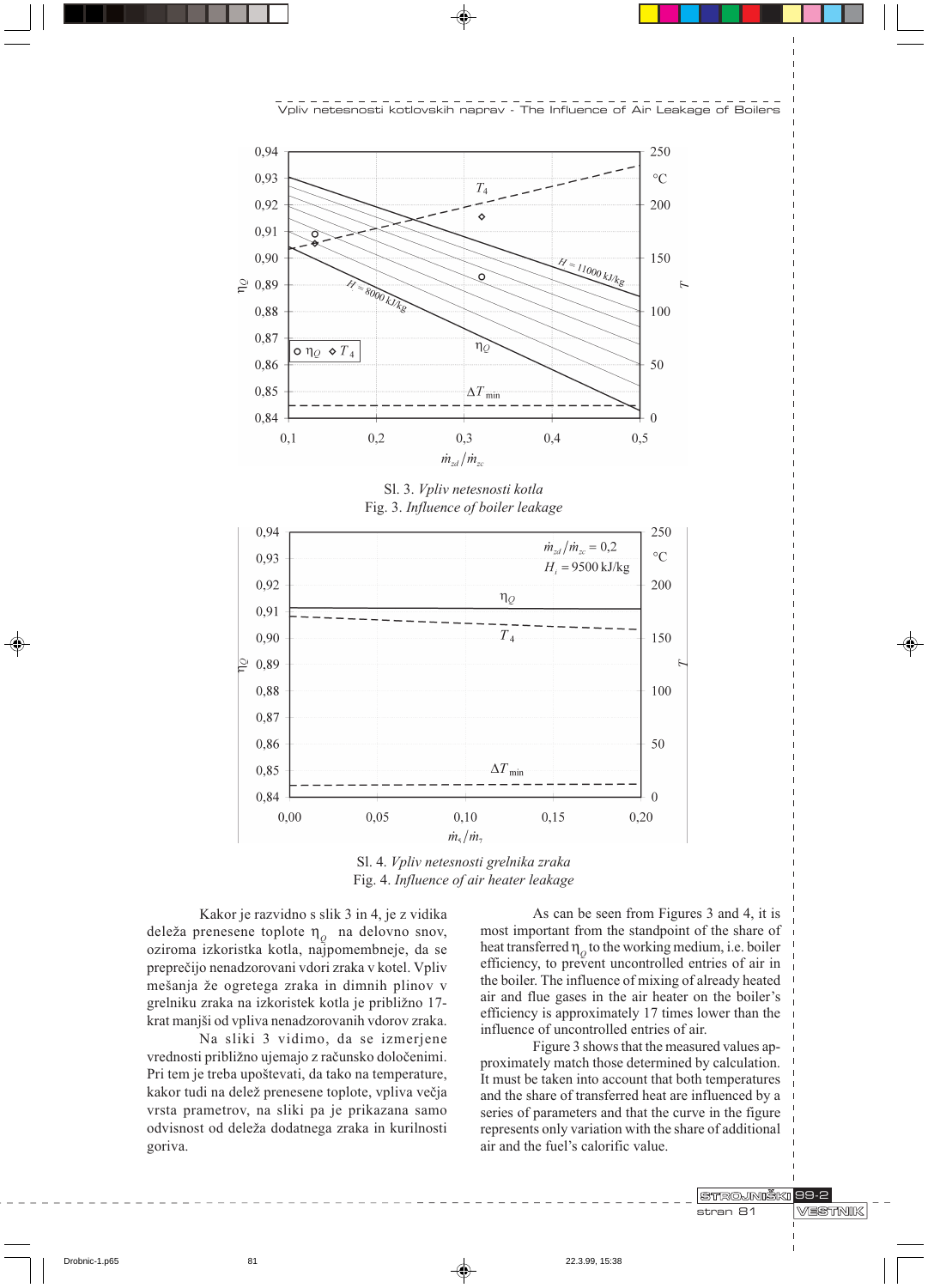Sl. 3. *Vpliv netesnosti kotla*
Fig. 3. *Influence of boiler leakage*

Sl. 4. *Vpliv netesnosti grelnika zraka*
Fig. 4. *Influence of air heater leakage*

Kakor je razvidno s slik 3 in 4, je z vidika deleža prenesene toplote $\eta_Q$ na delovno snov, oziroma izkoristka kotla, najpomembneje, da se preprečijo nenadzorovani vdori zraka v kotel. Vpliv mešanja že ogretega zraka in dimnih plinov v grelniku zraka na izkoristek kotla je približno 17-krat manjši od vpliva nenadzorovanih vdorov zraka.

Na sliki 3 vidimo, da se izmerjene vrednosti približno ujemajo z računsko določenimi. Pri tem je treba upoštevati, da tako na temperature, kakor tudi na delež prenesene toplote, vpliva večja vrsta prametrov, na sliki pa je prikazana samo odvisnost od deleža dodatnega zraka in kurilnosti goriva.

As can be seen from Figures 3 and 4, it is most important from the standpoint of the share of heat transferred $\eta_Q$ to the working medium, i.e. boiler efficiency, to prevent uncontrolled entries of air in the boiler. The influence of mixing of already heated air and flue gases in the air heater on the boiler's efficiency is approximately 17 times lower than the influence of uncontrolled entries of air.

Figure 3 shows that the measured values approximately match those determined by calculation. It must be taken into account that both temperatures and the share of transferred heat are influenced by a series of parameters and that the curve in the figure represents only variation with the share of additional air and the fuel's calorific value.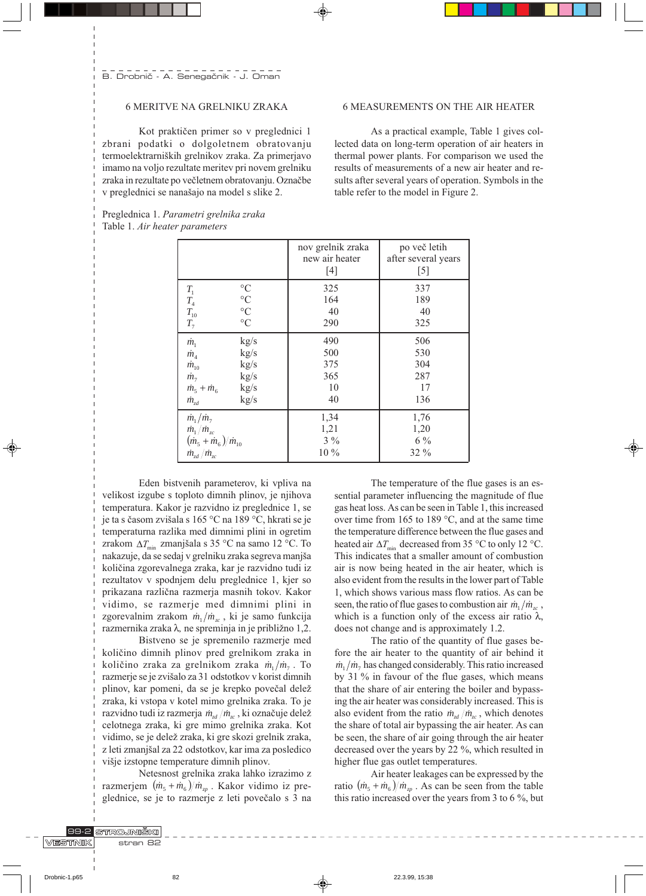## 6 MERITVE NA GRELNIKU ZRAKA

Kot praktičen primer so v preglednici 1 zbrani podatki o dolgoletnem obratovanju termoelektrarniških grelnikov zraka. Za primerjavo imamo na voljo rezultate meritev pri novem grelniku zraka in rezultate po večletnem obratovanju. Označbe v preglednici se nanašajo na model s slike 2.

## 6 MEASUREMENTS ON THE AIR HEATER

As a practical example, Table 1 gives collected data on long-term operation of air heaters in thermal power plants. For comparison we used the results of measurements of a new air heater and results after several years of operation. Symbols in the table refer to the model in Figure 2.

Preglednica 1. *Parametri grelnika zraka*
Table 1. *Air heater parameters*

| | | nov grelnik zraka / new air heater [4] | po več letih / after several years [5] |
|---|---|---|---|
| $T_1$ | °C | 325 | 337 |
| $T_4$ | °C | 164 | 189 |
| $T_{10}$ | °C | 40 | 40 |
| $T_7$ | °C | 290 | 325 |
| $\dot{m}_1$ | kg/s | 490 | 506 |
| $\dot{m}_4$ | kg/s | 500 | 530 |
| $\dot{m}_{10}$ | kg/s | 375 | 304 |
| $\dot{m}_7$ | kg/s | 365 | 287 |
| $\dot{m}_5 + \dot{m}_6$ | kg/s | 10 | 17 |
| $\dot{m}_{zd}$ | kg/s | 40 | 136 |
| $\dot{m}_1/\dot{m}_7$ | | 1,34 | 1,76 |
| $\dot{m}_1/\dot{m}_{zc}$ | | 1,21 | 1,20 |
| $(\dot{m}_5 + \dot{m}_6)/\dot{m}_{10}$ | | 3 % | 6 % |
| $\dot{m}_{zd}/\dot{m}_{zc}$ | | 10 % | 32 % |

Eden bistvenih parameterov, ki vpliva na velikost izgube s toploto dimnih plinov, je njihova temperatura. Kakor je razvidno iz preglednice 1, se je ta s časom zvišala s 165 °C na 189 °C, hkrati se je temperaturna razlika med dimnimi plini in ogretim zrakom $\Delta T_{\min}$ zmanjšala s 35 °C na samo 12 °C. To nakazuje, da se sedaj v grelniku zraka segreva manjša količina zgorevalnega zraka, kar je razvidno tudi iz rezultatov v spodnjem delu preglednice 1, kjer so prikazana različna razmerja masnih tokov. Kakor vidimo, se razmerje med dimnimi plini in zgorevalnim zrakom $\dot{m}_1/\dot{m}_{zc}$, ki je samo funkcija razmernika zraka λ, ne spreminja in je približno 1,2.

Bistveno se je spremenilo razmerje med količino dimnih plinov pred grelnikom zraka in količino zraka za grelnikom zraka $\dot{m}_1/\dot{m}_7$. To razmerje se je zvišalo za 31 odstotkov v korist dimnih plinov, kar pomeni, da se je krepko povečal delež zraka, ki vstopa v kotel mimo grelnika zraka. To je razvidno tudi iz razmerja $\dot{m}_{zd}/\dot{m}_{zc}$, ki označuje delež celotnega zraka, ki gre mimo grelnika zraka. Kot vidimo, se je delež zraka, ki gre skozi grelnik zraka, z leti zmanjšal za 22 odstotkov, kar ima za posledico višje izstopne temperature dimnih plinov.

Netesnost grelnika zraka lahko izrazimo z razmerjem $(\dot{m}_5 + \dot{m}_6)/\dot{m}_{zp}$. Kakor vidimo iz preglednice, se je to razmerje z leti povečalo s 3 na

The temperature of the flue gases is an essential parameter influencing the magnitude of flue gas heat loss. As can be seen in Table 1, this increased over time from 165 to 189 °C, and at the same time the temperature difference between the flue gases and heated air $\Delta T_{\min}$ decreased from 35 °C to only 12 °C. This indicates that a smaller amount of combustion air is now being heated in the air heater, which is also evident from the results in the lower part of Table 1, which shows various mass flow ratios. As can be seen, the ratio of flue gases to combustion air $\dot{m}_1/\dot{m}_{zc}$, which is a function only of the excess air ratio λ, does not change and is approximately 1.2.

The ratio of the quantity of flue gases before the air heater to the quantity of air behind it $\dot{m}_1/\dot{m}_7$ has changed considerably. This ratio increased by 31 % in favour of the flue gases, which means that the share of air entering the boiler and bypassing the air heater was considerably increased. This is also evident from the ratio $\dot{m}_{zd}/\dot{m}_{zc}$, which denotes the share of total air bypassing the air heater. As can be seen, the share of air going through the air heater decreased over the years by 22 %, which resulted in higher flue gas outlet temperatures.

Air heater leakages can be expressed by the ratio $(\dot{m}_5 + \dot{m}_6)/\dot{m}_{zp}$. As can be seen from the table this ratio increased over the years from 3 to 6 %, but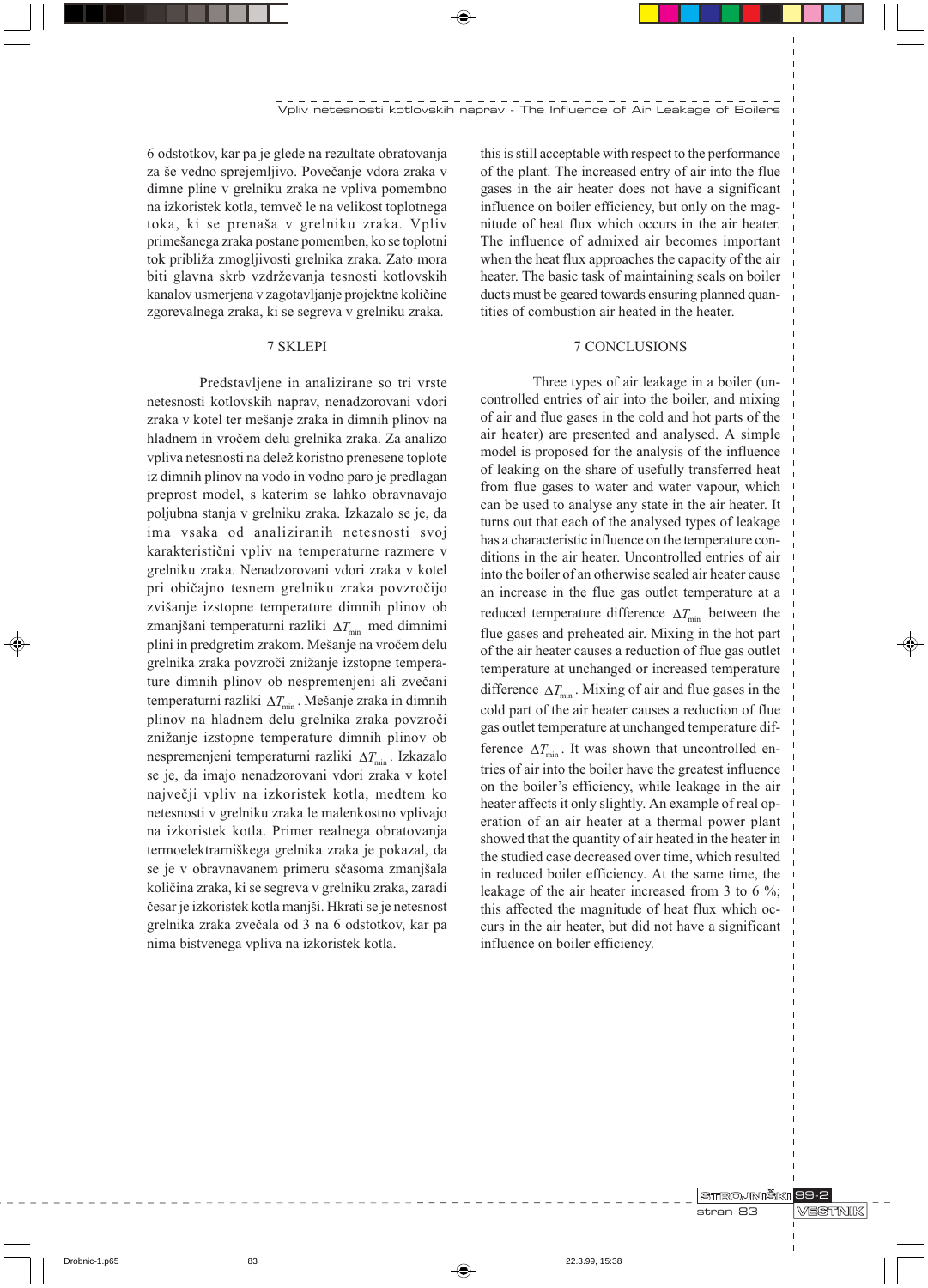6 odstotkov, kar pa je glede na rezultate obratovanja za še vedno sprejemljivo. Povečanje vdora zraka v dimne pline v grelniku zraka ne vpliva pomembno na izkoristek kotla, temveč le na velikost toplotnega toka, ki se prenaša v grelniku zraka. Vpliv primešanega zraka postane pomemben, ko se toplotni tok približa zmogljivosti grelnika zraka. Zato mora biti glavna skrb vzdrževanja tesnosti kotlovskih kanalov usmerjena v zagotavljanje projektne količine zgorevalnega zraka, ki se segreva v grelniku zraka.

## 7 SKLEPI

Predstavljene in analizirane so tri vrste netesnosti kotlovskih naprav, nenadzorovani vdori zraka v kotel ter mešanje zraka in dimnih plinov na hladnem in vročem delu grelnika zraka. Za analizo vpliva netesnosti na delež koristno prenesene toplote iz dimnih plinov na vodo in vodno paro je predlagan preprost model, s katerim se lahko obravnavajo poljubna stanja v grelniku zraka. Izkazalo se je, da ima vsaka od analiziranih netesnosti svoj karakteristični vpliv na temperaturne razmere v grelniku zraka. Nenadzorovani vdori zraka v kotel pri običajno tesnem grelniku zraka povzročijo zvišanje izstopne temperature dimnih plinov ob zmanjšani temperaturni razliki $\Delta T_{min}$ med dimnimi plini in predgretim zrakom. Mešanje na vročem delu grelnika zraka povzroči znižanje izstopne temperature dimnih plinov ob nespremenjeni ali zvečani temperaturni razliki $\Delta T_{min}$. Mešanje zraka in dimnih plinov na hladnem delu grelnika zraka povzroči znižanje izstopne temperature dimnih plinov ob nespremenjeni temperaturni razliki $\Delta T_{min}$. Izkazalo se je, da imajo nenadzorovani vdori zraka v kotel največji vpliv na izkoristek kotla, medtem ko netesnosti v grelniku zraka le malenkostno vplivajo na izkoristek kotla. Primer realnega obratovanja termoelektrarniškega grelnika zraka je pokazal, da se je v obravnavanem primeru sčasoma zmanjšala količina zraka, ki se segreva v grelniku zraka, zaradi česar je izkoristek kotla manjši. Hkrati se je netesnost grelnika zraka zvečala od 3 na 6 odstotkov, kar pa nima bistvenega vpliva na izkoristek kotla.

this is still acceptable with respect to the performance of the plant. The increased entry of air into the flue gases in the air heater does not have a significant influence on boiler efficiency, but only on the magnitude of heat flux which occurs in the air heater. The influence of admixed air becomes important when the heat flux approaches the capacity of the air heater. The basic task of maintaining seals on boiler ducts must be geared towards ensuring planned quantities of combustion air heated in the heater.

## 7 CONCLUSIONS

Three types of air leakage in a boiler (uncontrolled entries of air into the boiler, and mixing of air and flue gases in the cold and hot parts of the air heater) are presented and analysed. A simple model is proposed for the analysis of the influence of leaking on the share of usefully transferred heat from flue gases to water and water vapour, which can be used to analyse any state in the air heater. It turns out that each of the analysed types of leakage has a characteristic influence on the temperature conditions in the air heater. Uncontrolled entries of air into the boiler of an otherwise sealed air heater cause an increase in the flue gas outlet temperature at a reduced temperature difference $\Delta T_{min}$ between the flue gases and preheated air. Mixing in the hot part of the air heater causes a reduction of flue gas outlet temperature at unchanged or increased temperature difference $\Delta T_{min}$. Mixing of air and flue gases in the cold part of the air heater causes a reduction of flue gas outlet temperature at unchanged temperature difference $\Delta T_{min}$. It was shown that uncontrolled entries of air into the boiler have the greatest influence on the boiler's efficiency, while leakage in the air heater affects it only slightly. An example of real operation of an air heater at a thermal power plant showed that the quantity of air heated in the heater in the studied case decreased over time, which resulted in reduced boiler efficiency. At the same time, the leakage of the air heater increased from 3 to 6 %; this affected the magnitude of heat flux which occurs in the air heater, but did not have a significant influence on boiler efficiency.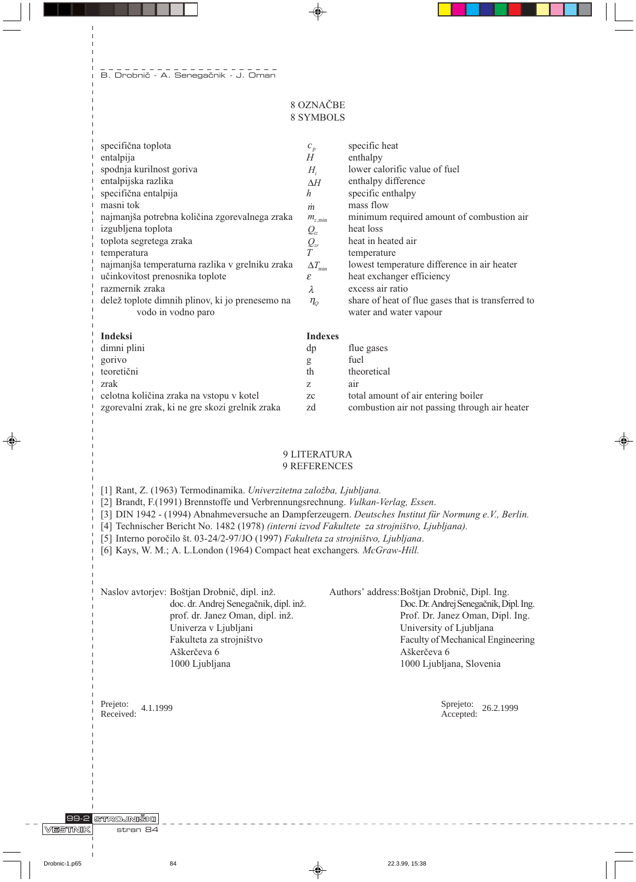## 8 OZNAČBE
## 8 SYMBOLS

| | | |
|---|---|---|
| specifična toplota | $c_p$ | specific heat |
| entalpija | $H$ | enthalpy |
| spodnja kurilnost goriva | $H_i$ | lower calorific value of fuel |
| entalpijska razlika | $\Delta H$ | enthalpy difference |
| specifična entalpija | $h$ | specific enthalpy |
| masni tok | $\dot{m}$ | mass flow |
| najmanjša potrebna količina zgorevalnega zraka | $m_{z,\min}$ | minimum required amount of combustion air |
| izgubljena toplota | $Q_{iz}$ | heat loss |
| toplota segretega zraka | $Q_{zr}$ | heat in heated air |
| temperatura | $T$ | temperature |
| najmanjša temperaturna razlika v grelniku zraka | $\Delta T_{\min}$ | lowest temperature difference in air heater |
| učinkovitost prenosnika toplote | $\varepsilon$ | heat exchanger efficiency |
| razmernik zraka | $\lambda$ | excess air ratio |
| delež toplote dimnih plinov, ki jo prenesemo na vodo in vodno paro | $\eta_Q$ | share of heat of flue gases that is transferred to water and water vapour |

| **Indeksi** | **Indexes** | |
|---|---|---|
| dimni plini | dp | flue gases |
| gorivo | g | fuel |
| teoretični | th | theoretical |
| zrak | z | air |
| celotna količina zraka na vstopu v kotel | zc | total amount of air entering boiler |
| zgorevalni zrak, ki ne gre skozi grelnik zraka | zd | combustion air not passing through air heater |

## 9 LITERATURA
## 9 REFERENCES

[1] Rant, Z. (1963) Termodinamika. *Univerzitetna založba, Ljubljana.*

[2] Brandt, F.(1991) Brennstoffe und Verbrennungsrechnung. *Vulkan-Verlag, Essen*.

[3] DIN 1942 - (1994) Abnahmeversuche an Dampferzeugern. *Deutsches Institut für Normung e.V., Berlin.*

[4] Technischer Bericht No. 1482 (1978) *(interni izvod Fakultete za strojništvo, Ljubljana).*

[5] Interno poročilo št. 03-24/2-97/JO (1997) *Fakulteta za strojništvo, Ljubljana*.

[6] Kays, W. M.; A. L.London (1964) Compact heat exchangers*. McGraw-Hill.*

Naslov avtorjev: Boštjan Drobnič, dipl. inž.
doc. dr. Andrej Senegačnik, dipl. inž.
prof. dr. Janez Oman, dipl. inž.
Univerza v Ljubljani
Fakulteta za strojništvo
Aškerčeva 6
1000 Ljubljana

Authors' address: Boštjan Drobnič, Dipl. Ing.
Doc. Dr. Andrej Senegačnik, Dipl. Ing.
Prof. Dr. Janez Oman, Dipl. Ing.
University of Ljubljana
Faculty of Mechanical Engineering
Aškerčeva 6
1000 Ljubljana, Slovenia

Prejeto:
Received: 4.1.1999

Sprejeto:
Accepted: 26.2.1999